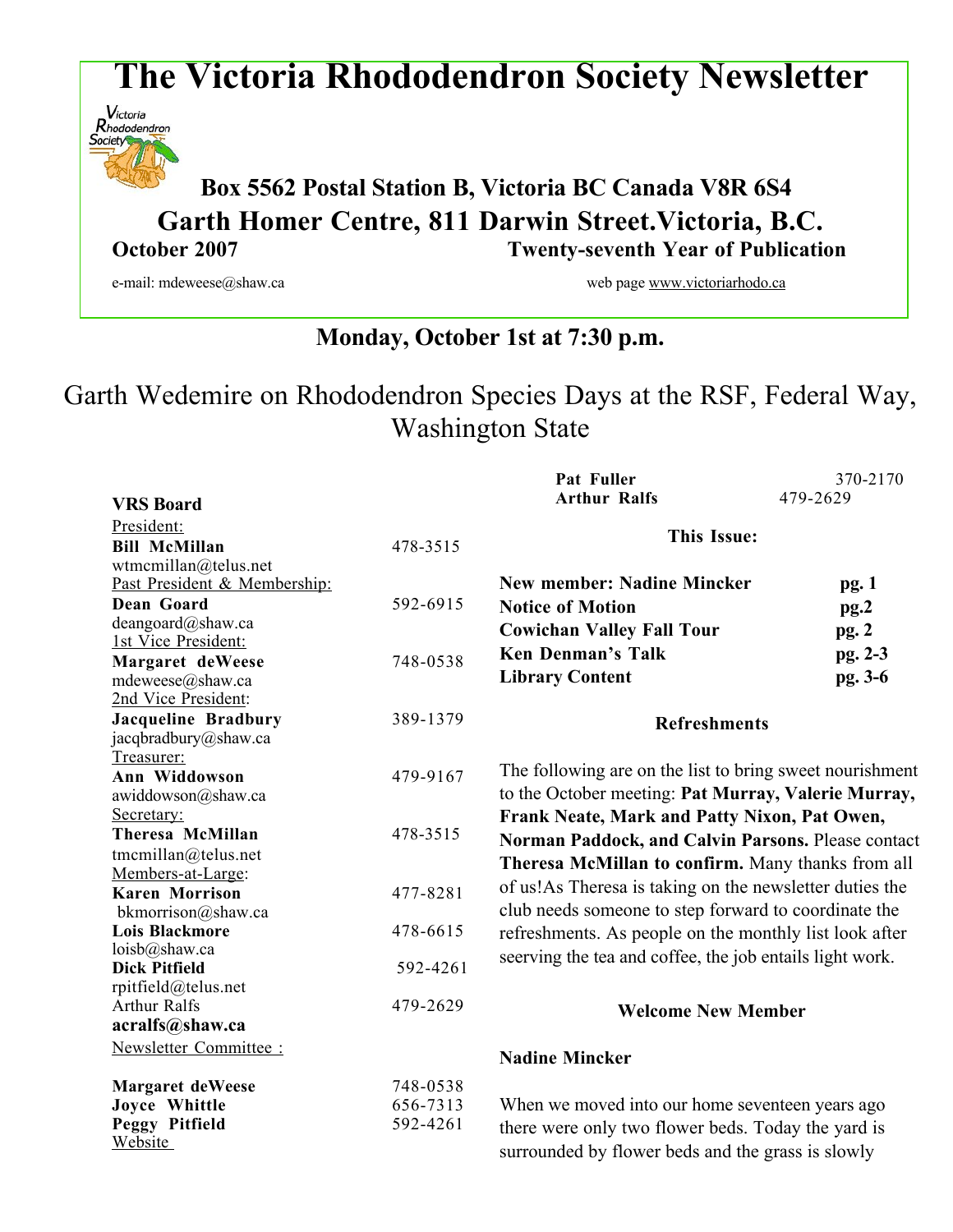# The Victoria Rhododendron Society Newsletter

**Box 5562 Postal Station B, Victoria BC Canada V8R 6S4**

**Garth Homer Centre, 811 Darwin Street.Victoria, B.C.**

**October 2007** **Twenty-seventh Year of Publication**

e-mail: mdeweese@shaw.ca web page www.victoriarhodo.ca

## Monday, October 1st at 7:30 p.m.

Garth Wedemire on Rhododendron Species Days at the RSF, Federal Way, Washington State

**VRS Board**

President:
**Bill McMillan** 478-3515
wtmcmillan@telus.net

Past President & Membership:
**Dean Goard** 592-6915
deangoard@shaw.ca

1st Vice President:
**Margaret deWeese** 748-0538
mdeweese@shaw.ca

2nd Vice President:
**Jacqueline Bradbury** 389-1379
jacqbradbury@shaw.ca

Treasurer:
**Ann Widdowson** 479-9167
awiddowson@shaw.ca

Secretary:
**Theresa McMillan** 478-3515
tmcmillan@telus.net

Members-at-Large:
**Karen Morrison** 477-8281
bkmorrison@shaw.ca
**Lois Blackmore** 478-6615
loisb@shaw.ca
**Dick Pitfield** 592-4261
rpitfield@telus.net
Arthur Ralfs 479-2629
**acralfs@shaw.ca**

Newsletter Committee :

**Margaret deWeese** 748-0538
**Joyce Whittle** 656-7313
**Peggy Pitfield** 592-4261

Website
**Pat Fuller** 370-2170
**Arthur Ralfs** 479-2629

**This Issue:**

| | |
|---|---|
| **New member: Nadine Mincker** | **pg. 1** |
| **Notice of Motion** | **pg.2** |
| **Cowichan Valley Fall Tour** | **pg. 2** |
| **Ken Denman's Talk** | **pg. 2-3** |
| **Library Content** | **pg. 3-6** |

**Refreshments**

The following are on the list to bring sweet nourishment to the October meeting: **Pat Murray, Valerie Murray, Frank Neate, Mark and Patty Nixon, Pat Owen, Norman Paddock, and Calvin Parsons.** Please contact **Theresa McMillan to confirm.** Many thanks from all of us!As Theresa is taking on the newsletter duties the club needs someone to step forward to coordinate the refreshments. As people on the monthly list look after seerving the tea and coffee, the job entails light work.

**Welcome New Member**

**Nadine Mincker**

When we moved into our home seventeen years ago there were only two flower beds. Today the yard is surrounded by flower beds and the grass is slowly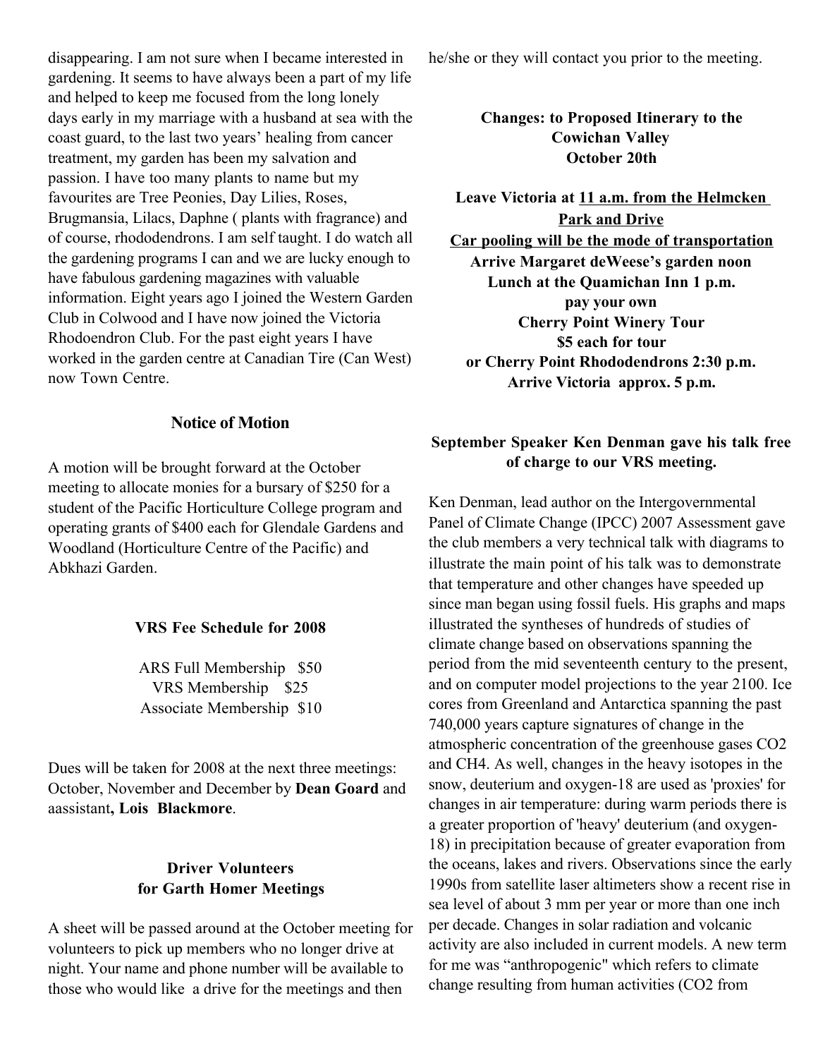disappearing. I am not sure when I became interested in gardening. It seems to have always been a part of my life and helped to keep me focused from the long lonely days early in my marriage with a husband at sea with the coast guard, to the last two years' healing from cancer treatment, my garden has been my salvation and passion. I have too many plants to name but my favourites are Tree Peonies, Day Lilies, Roses, Brugmansia, Lilacs, Daphne ( plants with fragrance) and of course, rhododendrons. I am self taught. I do watch all the gardening programs I can and we are lucky enough to have fabulous gardening magazines with valuable information. Eight years ago I joined the Western Garden Club in Colwood and I have now joined the Victoria Rhodoendron Club. For the past eight years I have worked in the garden centre at Canadian Tire (Can West) now Town Centre.

## Notice of Motion

A motion will be brought forward at the October meeting to allocate monies for a bursary of $250 for a student of the Pacific Horticulture College program and operating grants of $400 each for Glendale Gardens and Woodland (Horticulture Centre of the Pacific) and Abkhazi Garden.

## VRS Fee Schedule for 2008

ARS Full Membership $50
VRS Membership $25
Associate Membership $10

Dues will be taken for 2008 at the next three meetings: October, November and December by **Dean Goard** and aassistant**, Lois Blackmore**.

## Driver Volunteers for Garth Homer Meetings

A sheet will be passed around at the October meeting for volunteers to pick up members who no longer drive at night. Your name and phone number will be available to those who would like a drive for the meetings and then he/she or they will contact you prior to the meeting.

## Changes: to Proposed Itinerary to the Cowichan Valley October 20th

**Leave Victoria at 11 a.m. from the Helmcken Park and Drive**
**Car pooling will be the mode of transportation**
**Arrive Margaret deWeese's garden noon**
**Lunch at the Quamichan Inn 1 p.m.**
**pay your own**
**Cherry Point Winery Tour**
**$5 each for tour**
**or Cherry Point Rhododendrons 2:30 p.m.**
**Arrive Victoria approx. 5 p.m.**

## September Speaker Ken Denman gave his talk free of charge to our VRS meeting.

Ken Denman, lead author on the Intergovernmental Panel of Climate Change (IPCC) 2007 Assessment gave the club members a very technical talk with diagrams to illustrate the main point of his talk was to demonstrate that temperature and other changes have speeded up since man began using fossil fuels. His graphs and maps illustrated the syntheses of hundreds of studies of climate change based on observations spanning the period from the mid seventeenth century to the present, and on computer model projections to the year 2100. Ice cores from Greenland and Antarctica spanning the past 740,000 years capture signatures of change in the atmospheric concentration of the greenhouse gases $CO_2$ and $CH_4$. As well, changes in the heavy isotopes in the snow, deuterium and oxygen-18 are used as 'proxies' for changes in air temperature: during warm periods there is a greater proportion of 'heavy' deuterium (and oxygen-18) in precipitation because of greater evaporation from the oceans, lakes and rivers. Observations since the early 1990s from satellite laser altimeters show a recent rise in sea level of about 3 mm per year or more than one inch per decade. Changes in solar radiation and volcanic activity are also included in current models. A new term for me was "anthropogenic" which refers to climate change resulting from human activities ($CO_2$ from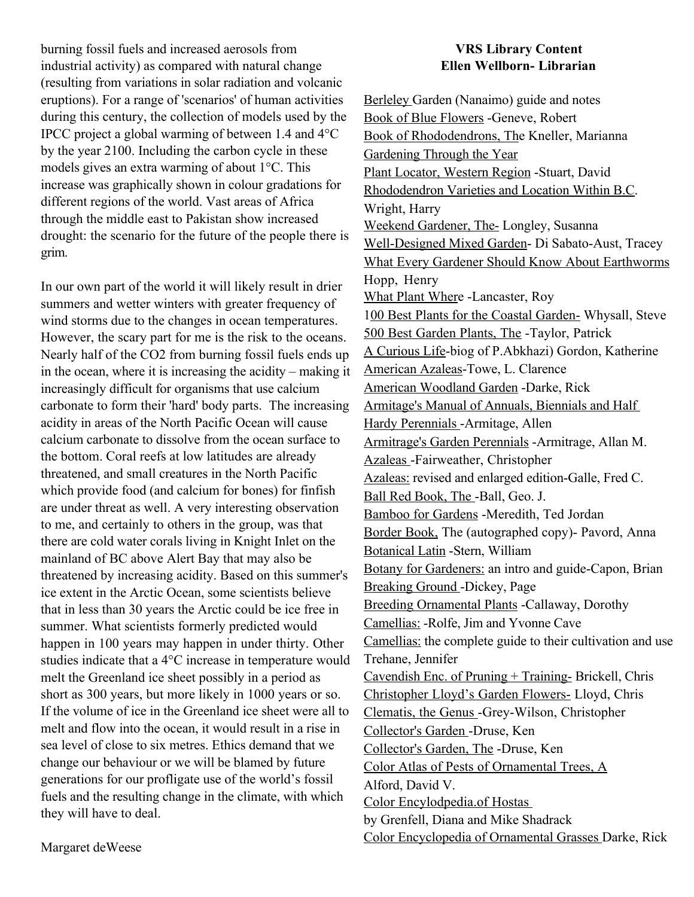burning fossil fuels and increased aerosols from industrial activity) as compared with natural change (resulting from variations in solar radiation and volcanic eruptions). For a range of 'scenarios' of human activities during this century, the collection of models used by the IPCC project a global warming of between 1.4 and 4°C by the year 2100. Including the carbon cycle in these models gives an extra warming of about 1°C. This increase was graphically shown in colour gradations for different regions of the world. Vast areas of Africa through the middle east to Pakistan show increased drought: the scenario for the future of the people there is grim.

In our own part of the world it will likely result in drier summers and wetter winters with greater frequency of wind storms due to the changes in ocean temperatures. However, the scary part for me is the risk to the oceans. Nearly half of the $CO_2$ from burning fossil fuels ends up in the ocean, where it is increasing the acidity – making it increasingly difficult for organisms that use calcium carbonate to form their 'hard' body parts. The increasing acidity in areas of the North Pacific Ocean will cause calcium carbonate to dissolve from the ocean surface to the bottom. Coral reefs at low latitudes are already threatened, and small creatures in the North Pacific which provide food (and calcium for bones) for finfish are under threat as well. A very interesting observation to me, and certainly to others in the group, was that there are cold water corals living in Knight Inlet on the mainland of BC above Alert Bay that may also be threatened by increasing acidity. Based on this summer's ice extent in the Arctic Ocean, some scientists believe that in less than 30 years the Arctic could be ice free in summer. What scientists formerly predicted would happen in 100 years may happen in under thirty. Other studies indicate that a 4°C increase in temperature would melt the Greenland ice sheet possibly in a period as short as 300 years, but more likely in 1000 years or so. If the volume of ice in the Greenland ice sheet were all to melt and flow into the ocean, it would result in a rise in sea level of close to six metres. Ethics demand that we change our behaviour or we will be blamed by future generations for our profligate use of the world's fossil fuels and the resulting change in the climate, with which they will have to deal.

Margaret deWeese

**VRS Library Content**
**Ellen Wellborn- Librarian**

Berleley Garden (Nanaimo) guide and notes
Book of Blue Flowers -Geneve, Robert
Book of Rhododendrons, The Kneller, Marianna
Gardening Through the Year
Plant Locator, Western Region -Stuart, David
Rhododendron Varieties and Location Within B.C. Wright, Harry
Weekend Gardener, The- Longley, Susanna
Well-Designed Mixed Garden- Di Sabato-Aust, Tracey
What Every Gardener Should Know About Earthworms Hopp, Henry
What Plant Where -Lancaster, Roy
100 Best Plants for the Coastal Garden- Whysall, Steve
500 Best Garden Plants, The -Taylor, Patrick
A Curious Life-biog of P.Abkhazi) Gordon, Katherine
American Azaleas-Towe, L. Clarence
American Woodland Garden -Darke, Rick
Armitage's Manual of Annuals, Biennials and Half Hardy Perennials -Armitage, Allen
Armitrage's Garden Perennials -Armitrage, Allan M.
Azaleas -Fairweather, Christopher
Azaleas: revised and enlarged edition-Galle, Fred C.
Ball Red Book, The -Ball, Geo. J.
Bamboo for Gardens -Meredith, Ted Jordan
Border Book, The (autographed copy)- Pavord, Anna
Botanical Latin -Stern, William
Botany for Gardeners: an intro and guide-Capon, Brian
Breaking Ground -Dickey, Page
Breeding Ornamental Plants -Callaway, Dorothy
Camellias: -Rolfe, Jim and Yvonne Cave
Camellias: the complete guide to their cultivation and use Trehane, Jennifer
Cavendish Enc. of Pruning + Training- Brickell, Chris
Christopher Lloyd's Garden Flowers- Lloyd, Chris
Clematis, the Genus -Grey-Wilson, Christopher
Collector's Garden -Druse, Ken
Collector's Garden, The -Druse, Ken
Color Atlas of Pests of Ornamental Trees, A Alford, David V.
Color Encylodpedia.of Hostas by Grenfell, Diana and Mike Shadrack
Color Encyclopedia of Ornamental Grasses Darke, Rick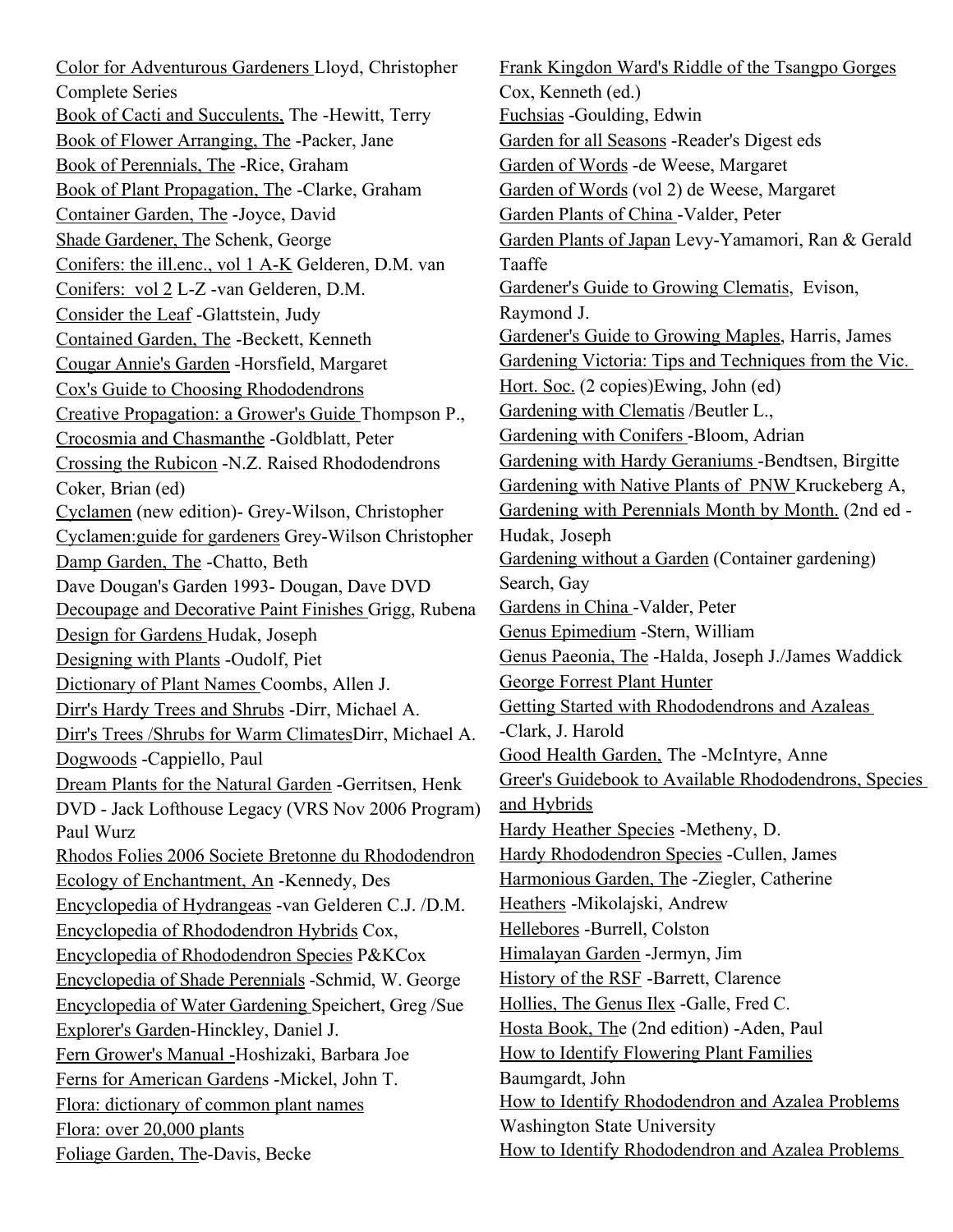Color for Adventurous Gardeners Lloyd, Christopher
Complete Series
Book of Cacti and Succulents, The -Hewitt, Terry
Book of Flower Arranging, The -Packer, Jane
Book of Perennials, The -Rice, Graham
Book of Plant Propagation, The -Clarke, Graham
Container Garden, The -Joyce, David
Shade Gardener, The Schenk, George
Conifers: the ill.enc., vol 1 A-K Gelderen, D.M. van
Conifers: vol 2 L-Z -van Gelderen, D.M.
Consider the Leaf -Glattstein, Judy
Contained Garden, The -Beckett, Kenneth
Cougar Annie's Garden -Horsfield, Margaret
Cox's Guide to Choosing Rhododendrons
Creative Propagation: a Grower's Guide Thompson P.,
Crocosmia and Chasmanthe -Goldblatt, Peter
Crossing the Rubicon -N.Z. Raised Rhododendrons
Coker, Brian (ed)
Cyclamen (new edition)- Grey-Wilson, Christopher
Cyclamen:guide for gardeners Grey-Wilson Christopher
Damp Garden, The -Chatto, Beth
Dave Dougan's Garden 1993- Dougan, Dave DVD
Decoupage and Decorative Paint Finishes Grigg, Rubena
Design for Gardens Hudak, Joseph
Designing with Plants -Oudolf, Piet
Dictionary of Plant Names Coombs, Allen J.
Dirr's Hardy Trees and Shrubs -Dirr, Michael A.
Dirr's Trees /Shrubs for Warm ClimatesDirr, Michael A.
Dogwoods -Cappiello, Paul
Dream Plants for the Natural Garden -Gerritsen, Henk
DVD - Jack Lofthouse Legacy (VRS Nov 2006 Program)
Paul Wurz
Rhodos Folies 2006 Societe Bretonne du Rhododendron
Ecology of Enchantment, An -Kennedy, Des
Encyclopedia of Hydrangeas -van Gelderen C.J. /D.M.
Encyclopedia of Rhododendron Hybrids Cox,
Encyclopedia of Rhododendron Species P&KCox
Encyclopedia of Shade Perennials -Schmid, W. George
Encyclopedia of Water Gardening Speichert, Greg /Sue
Explorer's Garden-Hinckley, Daniel J.
Fern Grower's Manual -Hoshizaki, Barbara Joe
Ferns for American Gardens -Mickel, John T.
Flora: dictionary of common plant names
Flora: over 20,000 plants
Foliage Garden, The-Davis, Becke
Frank Kingdon Ward's Riddle of the Tsangpo Gorges
Cox, Kenneth (ed.)
Fuchsias -Goulding, Edwin
Garden for all Seasons -Reader's Digest eds
Garden of Words -de Weese, Margaret
Garden of Words (vol 2) de Weese, Margaret
Garden Plants of China -Valder, Peter
Garden Plants of Japan Levy-Yamamori, Ran & Gerald
Taaffe
Gardener's Guide to Growing Clematis, Evison,
Raymond J.
Gardener's Guide to Growing Maples, Harris, James
Gardening Victoria: Tips and Techniques from the Vic.
Hort. Soc. (2 copies)Ewing, John (ed)
Gardening with Clematis /Beutler L.,
Gardening with Conifers -Bloom, Adrian
Gardening with Hardy Geraniums -Bendtsen, Birgitte
Gardening with Native Plants of PNW Kruckeberg A,
Gardening with Perennials Month by Month. (2nd ed -
Hudak, Joseph
Gardening without a Garden (Container gardening)
Search, Gay
Gardens in China -Valder, Peter
Genus Epimedium -Stern, William
Genus Paeonia, The -Halda, Joseph J./James Waddick
George Forrest Plant Hunter
Getting Started with Rhododendrons and Azaleas
-Clark, J. Harold
Good Health Garden, The -McIntyre, Anne
Greer's Guidebook to Available Rhododendrons, Species
and Hybrids
Hardy Heather Species -Metheny, D.
Hardy Rhododendron Species -Cullen, James
Harmonious Garden, The -Ziegler, Catherine
Heathers -Mikolajski, Andrew
Hellebores -Burrell, Colston
Himalayan Garden -Jermyn, Jim
History of the RSF -Barrett, Clarence
Hollies, The Genus Ilex -Galle, Fred C.
Hosta Book, The (2nd edition) -Aden, Paul
How to Identify Flowering Plant Families
Baumgardt, John
How to Identify Rhododendron and Azalea Problems
Washington State University
How to Identify Rhododendron and Azalea Problems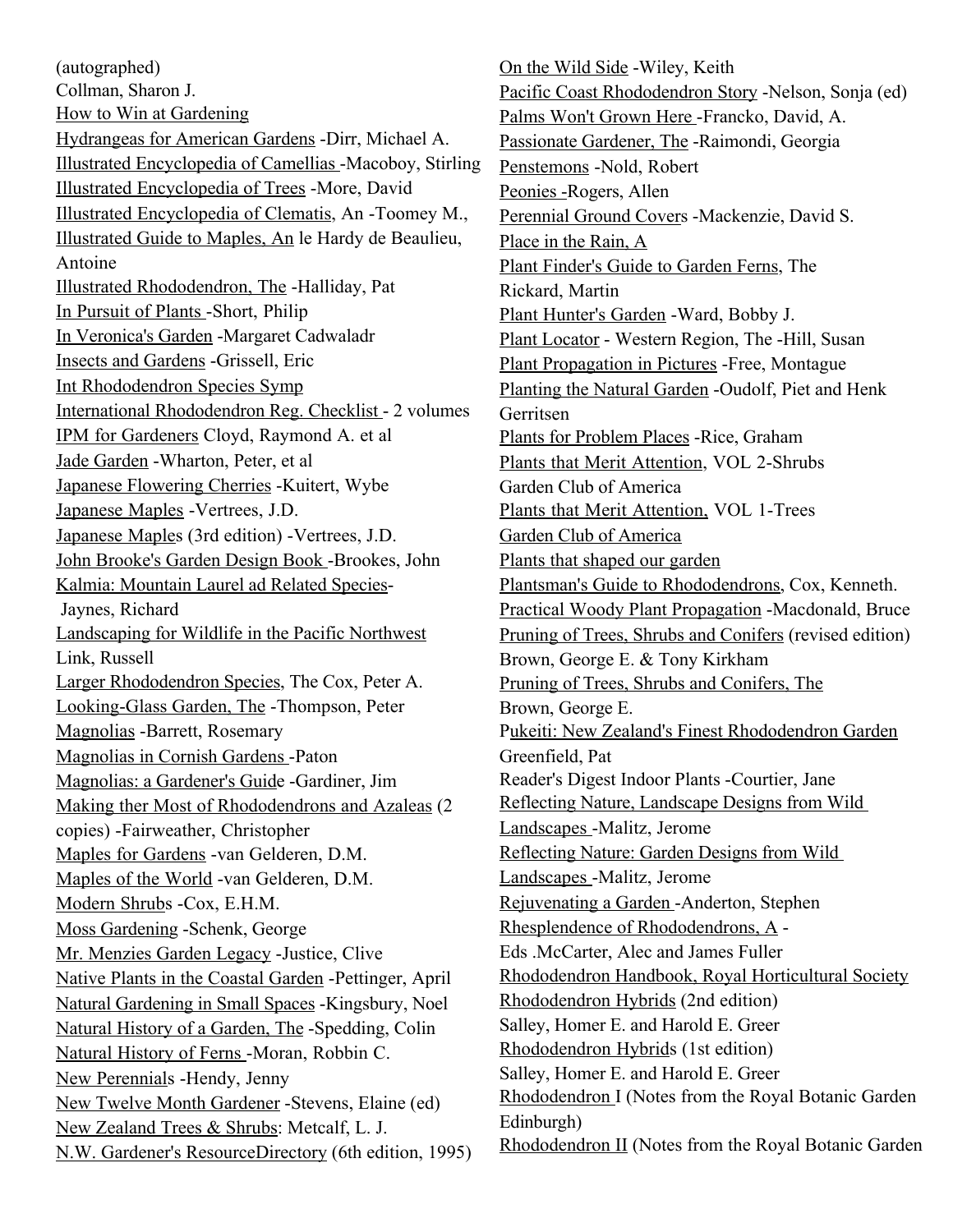(autographed)
Collman, Sharon J.
How to Win at Gardening
Hydrangeas for American Gardens -Dirr, Michael A.
Illustrated Encyclopedia of Camellias -Macoboy, Stirling
Illustrated Encyclopedia of Trees -More, David
Illustrated Encyclopedia of Clematis, An -Toomey M.,
Illustrated Guide to Maples, An le Hardy de Beaulieu, Antoine
Illustrated Rhododendron, The -Halliday, Pat
In Pursuit of Plants -Short, Philip
In Veronica's Garden -Margaret Cadwaladr
Insects and Gardens -Grissell, Eric
Int Rhododendron Species Symp
International Rhododendron Reg. Checklist - 2 volumes
IPM for Gardeners Cloyd, Raymond A. et al
Jade Garden -Wharton, Peter, et al
Japanese Flowering Cherries -Kuitert, Wybe
Japanese Maples -Vertrees, J.D.
Japanese Maples (3rd edition) -Vertrees, J.D.
John Brooke's Garden Design Book -Brookes, John
Kalmia: Mountain Laurel ad Related Species- Jaynes, Richard
Landscaping for Wildlife in the Pacific Northwest
Link, Russell
Larger Rhododendron Species, The Cox, Peter A.
Looking-Glass Garden, The -Thompson, Peter
Magnolias -Barrett, Rosemary
Magnolias in Cornish Gardens -Paton
Magnolias: a Gardener's Guide -Gardiner, Jim
Making ther Most of Rhododendrons and Azaleas (2 copies) -Fairweather, Christopher
Maples for Gardens -van Gelderen, D.M.
Maples of the World -van Gelderen, D.M.
Modern Shrubs -Cox, E.H.M.
Moss Gardening -Schenk, George
Mr. Menzies Garden Legacy -Justice, Clive
Native Plants in the Coastal Garden -Pettinger, April
Natural Gardening in Small Spaces -Kingsbury, Noel
Natural History of a Garden, The -Spedding, Colin
Natural History of Ferns -Moran, Robbin C.
New Perennials -Hendy, Jenny
New Twelve Month Gardener -Stevens, Elaine (ed)
New Zealand Trees & Shrubs: Metcalf, L. J.
N.W. Gardener's ResourceDirectory (6th edition, 1995)
On the Wild Side -Wiley, Keith
Pacific Coast Rhododendron Story -Nelson, Sonja (ed)
Palms Won't Grown Here -Francko, David, A.
Passionate Gardener, The -Raimondi, Georgia
Penstemons -Nold, Robert
Peonies -Rogers, Allen
Perennial Ground Covers -Mackenzie, David S.
Place in the Rain, A
Plant Finder's Guide to Garden Ferns, The
Rickard, Martin
Plant Hunter's Garden -Ward, Bobby J.
Plant Locator - Western Region, The -Hill, Susan
Plant Propagation in Pictures -Free, Montague
Planting the Natural Garden -Oudolf, Piet and Henk Gerritsen
Plants for Problem Places -Rice, Graham
Plants that Merit Attention, VOL 2-Shrubs
Garden Club of America
Plants that Merit Attention, VOL 1-Trees
Garden Club of America
Plants that shaped our garden
Plantsman's Guide to Rhododendrons, Cox, Kenneth.
Practical Woody Plant Propagation -Macdonald, Bruce
Pruning of Trees, Shrubs and Conifers (revised edition)
Brown, George E. & Tony Kirkham
Pruning of Trees, Shrubs and Conifers, The
Brown, George E.
Pukeiti: New Zealand's Finest Rhododendron Garden
Greenfield, Pat
Reader's Digest Indoor Plants -Courtier, Jane
Reflecting Nature, Landscape Designs from Wild Landscapes -Malitz, Jerome
Reflecting Nature: Garden Designs from Wild Landscapes -Malitz, Jerome
Rejuvenating a Garden -Anderton, Stephen
Rhesplendence of Rhododendrons, A -
Eds .McCarter, Alec and James Fuller
Rhododendron Handbook, Royal Horticultural Society
Rhododendron Hybrids (2nd edition)
Salley, Homer E. and Harold E. Greer
Rhododendron Hybrids (1st edition)
Salley, Homer E. and Harold E. Greer
Rhododendron I (Notes from the Royal Botanic Garden Edinburgh)
Rhododendron II (Notes from the Royal Botanic Garden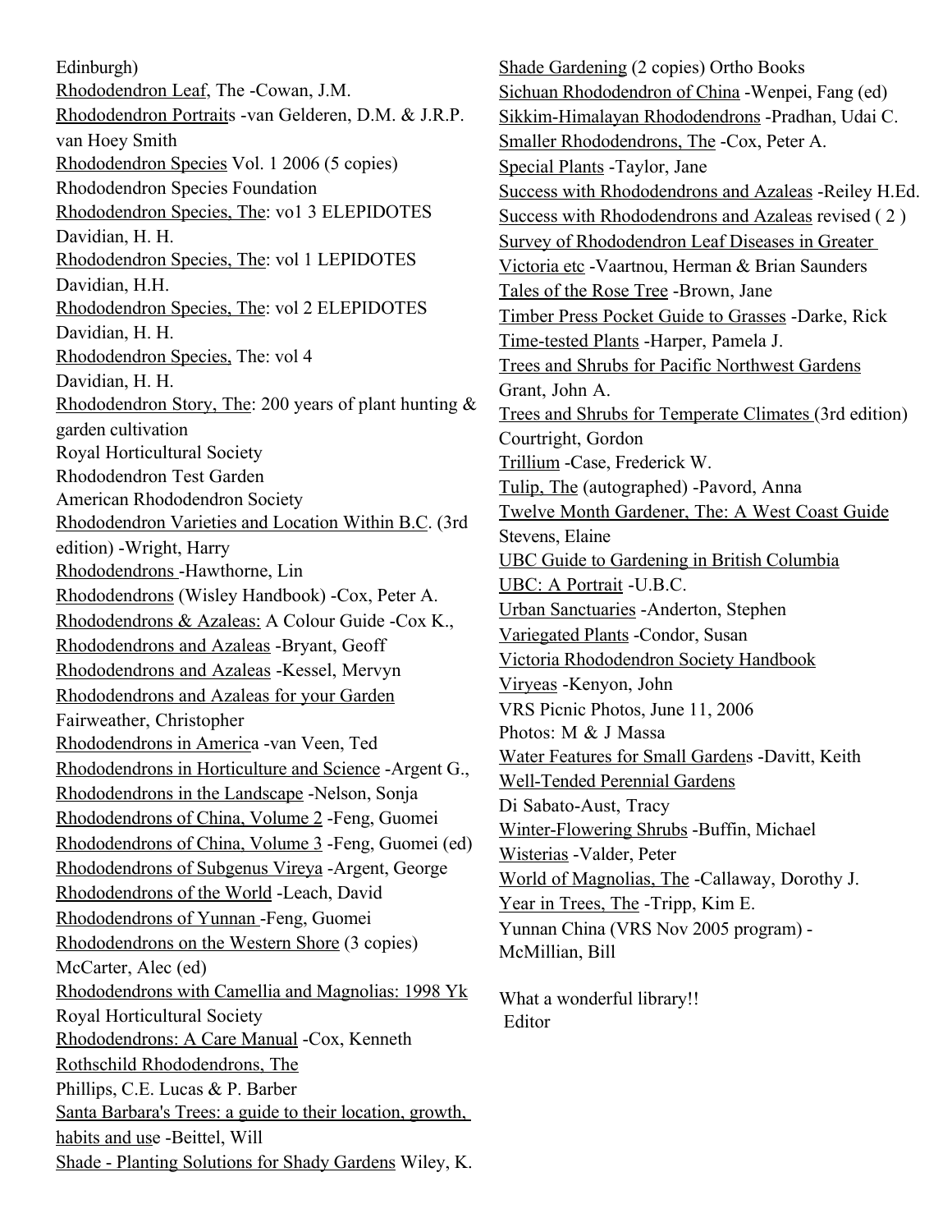Edinburgh)

Rhododendron Leaf, The -Cowan, J.M.

Rhododendron Portraits -van Gelderen, D.M. & J.R.P. van Hoey Smith

Rhododendron Species Vol. 1 2006 (5 copies) Rhododendron Species Foundation

Rhododendron Species, The: vo1 3 ELEPIDOTES Davidian, H. H.

Rhododendron Species, The: vol 1 LEPIDOTES Davidian, H.H.

Rhododendron Species, The: vol 2 ELEPIDOTES Davidian, H. H.

Rhododendron Species, The: vol 4 Davidian, H. H.

Rhododendron Story, The: 200 years of plant hunting & garden cultivation Royal Horticultural Society

Rhododendron Test Garden American Rhododendron Society

Rhododendron Varieties and Location Within B.C. (3rd edition) -Wright, Harry

Rhododendrons -Hawthorne, Lin

Rhododendrons (Wisley Handbook) -Cox, Peter A.

Rhododendrons & Azaleas: A Colour Guide -Cox K.,

Rhododendrons and Azaleas -Bryant, Geoff

Rhododendrons and Azaleas -Kessel, Mervyn

Rhododendrons and Azaleas for your Garden Fairweather, Christopher

Rhododendrons in America -van Veen, Ted

Rhododendrons in Horticulture and Science -Argent G.,

Rhododendrons in the Landscape -Nelson, Sonja

Rhododendrons of China, Volume 2 -Feng, Guomei

Rhododendrons of China, Volume 3 -Feng, Guomei (ed)

Rhododendrons of Subgenus Vireya -Argent, George

Rhododendrons of the World -Leach, David

Rhododendrons of Yunnan -Feng, Guomei

Rhododendrons on the Western Shore (3 copies) McCarter, Alec (ed)

Rhododendrons with Camellia and Magnolias: 1998 Yk Royal Horticultural Society

Rhododendrons: A Care Manual -Cox, Kenneth

Rothschild Rhododendrons, The Phillips, C.E. Lucas & P. Barber

Santa Barbara's Trees: a guide to their location, growth, habits and use -Beittel, Will

Shade - Planting Solutions for Shady Gardens Wiley, K.

Shade Gardening (2 copies) Ortho Books

Sichuan Rhododendron of China -Wenpei, Fang (ed)

Sikkim-Himalayan Rhododendrons -Pradhan, Udai C.

Smaller Rhododendrons, The -Cox, Peter A.

Special Plants -Taylor, Jane

Success with Rhododendrons and Azaleas -Reiley H.Ed.

Success with Rhododendrons and Azaleas revised ( 2 )

Survey of Rhododendron Leaf Diseases in Greater Victoria etc -Vaartnou, Herman & Brian Saunders

Tales of the Rose Tree -Brown, Jane

Timber Press Pocket Guide to Grasses -Darke, Rick

Time-tested Plants -Harper, Pamela J.

Trees and Shrubs for Pacific Northwest Gardens Grant, John A.

Trees and Shrubs for Temperate Climates (3rd edition) Courtright, Gordon

Trillium -Case, Frederick W.

Tulip, The (autographed) -Pavord, Anna

Twelve Month Gardener, The: A West Coast Guide Stevens, Elaine

UBC Guide to Gardening in British Columbia

UBC: A Portrait -U.B.C.

Urban Sanctuaries -Anderton, Stephen

Variegated Plants -Condor, Susan

Victoria Rhododendron Society Handbook

Viryeas -Kenyon, John

VRS Picnic Photos, June 11, 2006 Photos: M & J Massa

Water Features for Small Gardens -Davitt, Keith

Well-Tended Perennial Gardens Di Sabato-Aust, Tracy

Winter-Flowering Shrubs -Buffin, Michael

Wisterias -Valder, Peter

World of Magnolias, The -Callaway, Dorothy J.

Year in Trees, The -Tripp, Kim E.

Yunnan China (VRS Nov 2005 program) - McMillian, Bill

What a wonderful library!!
Editor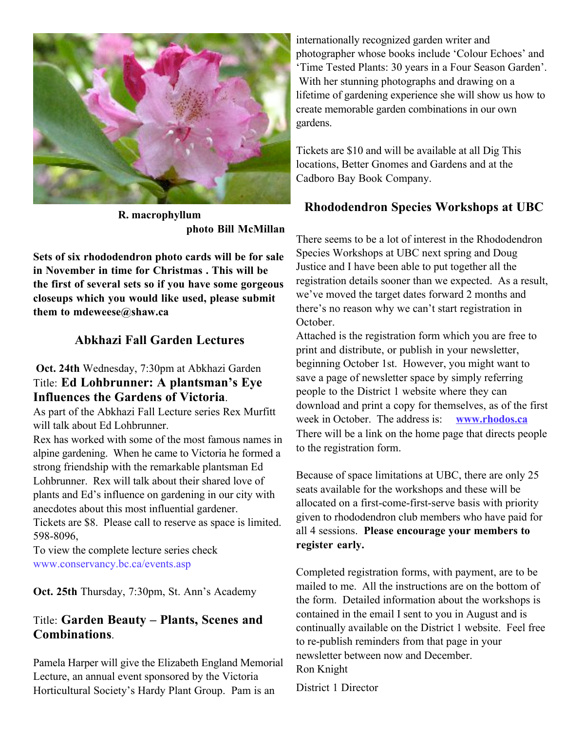R. macrophyllum
photo Bill McMillan

**Sets of six rhododendron photo cards will be for sale in November in time for Christmas . This will be the first of several sets so if you have some gorgeous closeups which you would like used, please submit them to mdeweese@shaw.ca**

## Abkhazi Fall Garden Lectures

**Oct. 24th** Wednesday, 7:30pm at Abkhazi Garden
Title: **Ed Lohbrunner: A plantsman's Eye Influences the Gardens of Victoria**.
As part of the Abkhazi Fall Lecture series Rex Murfitt will talk about Ed Lohbrunner.
Rex has worked with some of the most famous names in alpine gardening. When he came to Victoria he formed a strong friendship with the remarkable plantsman Ed Lohbrunner. Rex will talk about their shared love of plants and Ed's influence on gardening in our city with anecdotes about this most influential gardener.
Tickets are $8. Please call to reserve as space is limited. 598-8096,
To view the complete lecture series check
www.conservancy.bc.ca/events.asp

**Oct. 25th** Thursday, 7:30pm, St. Ann's Academy

Title: **Garden Beauty – Plants, Scenes and Combinations**.

Pamela Harper will give the Elizabeth England Memorial Lecture, an annual event sponsored by the Victoria Horticultural Society's Hardy Plant Group. Pam is an internationally recognized garden writer and photographer whose books include 'Colour Echoes' and 'Time Tested Plants: 30 years in a Four Season Garden'. With her stunning photographs and drawing on a lifetime of gardening experience she will show us how to create memorable garden combinations in our own gardens.

Tickets are $10 and will be available at all Dig This locations, Better Gnomes and Gardens and at the Cadboro Bay Book Company.

## Rhododendron Species Workshops at UBC

There seems to be a lot of interest in the Rhododendron Species Workshops at UBC next spring and Doug Justice and I have been able to put together all the registration details sooner than we expected. As a result, we've moved the target dates forward 2 months and there's no reason why we can't start registration in October.
Attached is the registration form which you are free to print and distribute, or publish in your newsletter, beginning October 1st. However, you might want to save a page of newsletter space by simply referring people to the District 1 website where they can download and print a copy for themselves, as of the first week in October. The address is: **www.rhodos.ca**
There will be a link on the home page that directs people to the registration form.

Because of space limitations at UBC, there are only 25 seats available for the workshops and these will be allocated on a first-come-first-serve basis with priority given to rhododendron club members who have paid for all 4 sessions. **Please encourage your members to register early.**

Completed registration forms, with payment, are to be mailed to me. All the instructions are on the bottom of the form. Detailed information about the workshops is contained in the email I sent to you in August and is continually available on the District 1 website. Feel free to re-publish reminders from that page in your newsletter between now and December.
Ron Knight
District 1 Director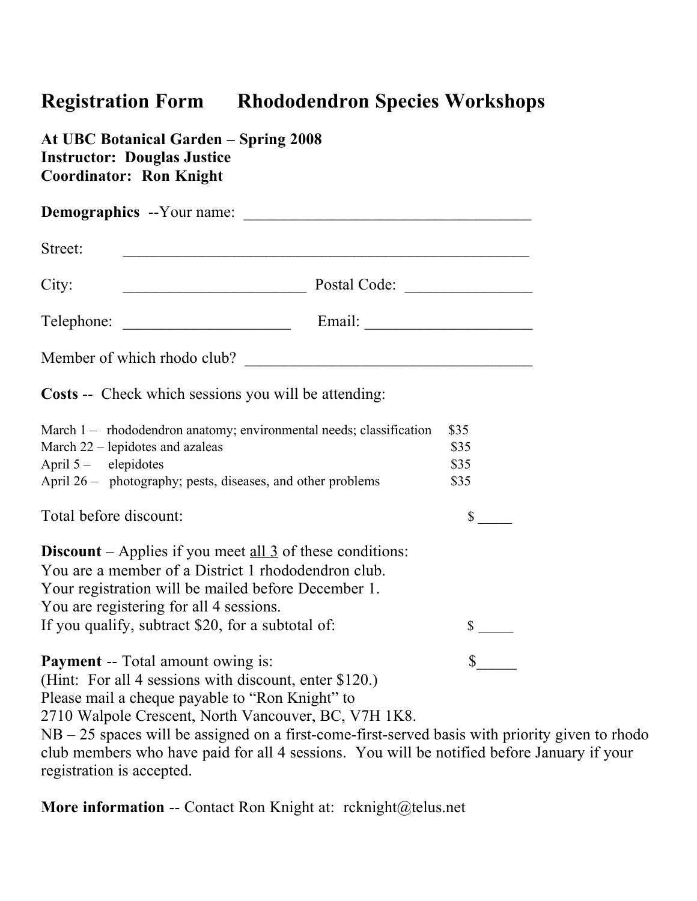# Registration Form Rhododendron Species Workshops

**At UBC Botanical Garden – Spring 2008**
**Instructor: Douglas Justice**
**Coordinator: Ron Knight**

**Demographics** --Your name: ___________________________________

Street: ___________________________________________________

City: ______________________ Postal Code: ________________

Telephone: _____________________ Email: _____________________

Member of which rhodo club? ___________________________________

**Costs** -- Check which sessions you will be attending:

| | |
|---|---|
| March 1 – rhododendron anatomy; environmental needs; classification | $35 |
| March 22 – lepidotes and azaleas | $35 |
| April 5 – elepidotes | $35 |
| April 26 – photography; pests, diseases, and other problems | $35 |

Total before discount: $ _____

**Discount** – Applies if you meet all 3 of these conditions:
You are a member of a District 1 rhododendron club.
Your registration will be mailed before December 1.
You are registering for all 4 sessions.
If you qualify, subtract $20, for a subtotal of: $ _____

**Payment** -- Total amount owing is: $_____
(Hint: For all 4 sessions with discount, enter $120.)
Please mail a cheque payable to "Ron Knight" to
2710 Walpole Crescent, North Vancouver, BC, V7H 1K8.
NB – 25 spaces will be assigned on a first-come-first-served basis with priority given to rhodo club members who have paid for all 4 sessions. You will be notified before January if your registration is accepted.

**More information** -- Contact Ron Knight at: rcknight@telus.net